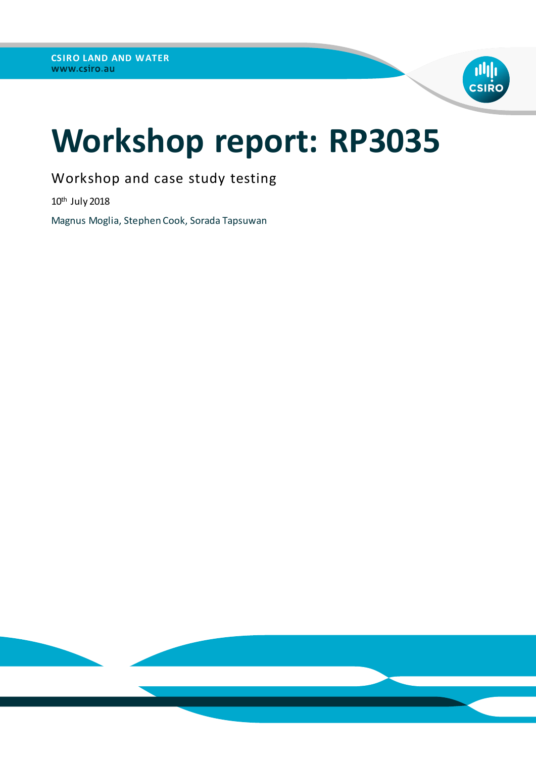CSIRO LAND AND WATER
www.csiro.au

# Workshop report: RP3035

Workshop and case study testing

10th July 2018

Magnus Moglia, Stephen Cook, Sorada Tapsuwan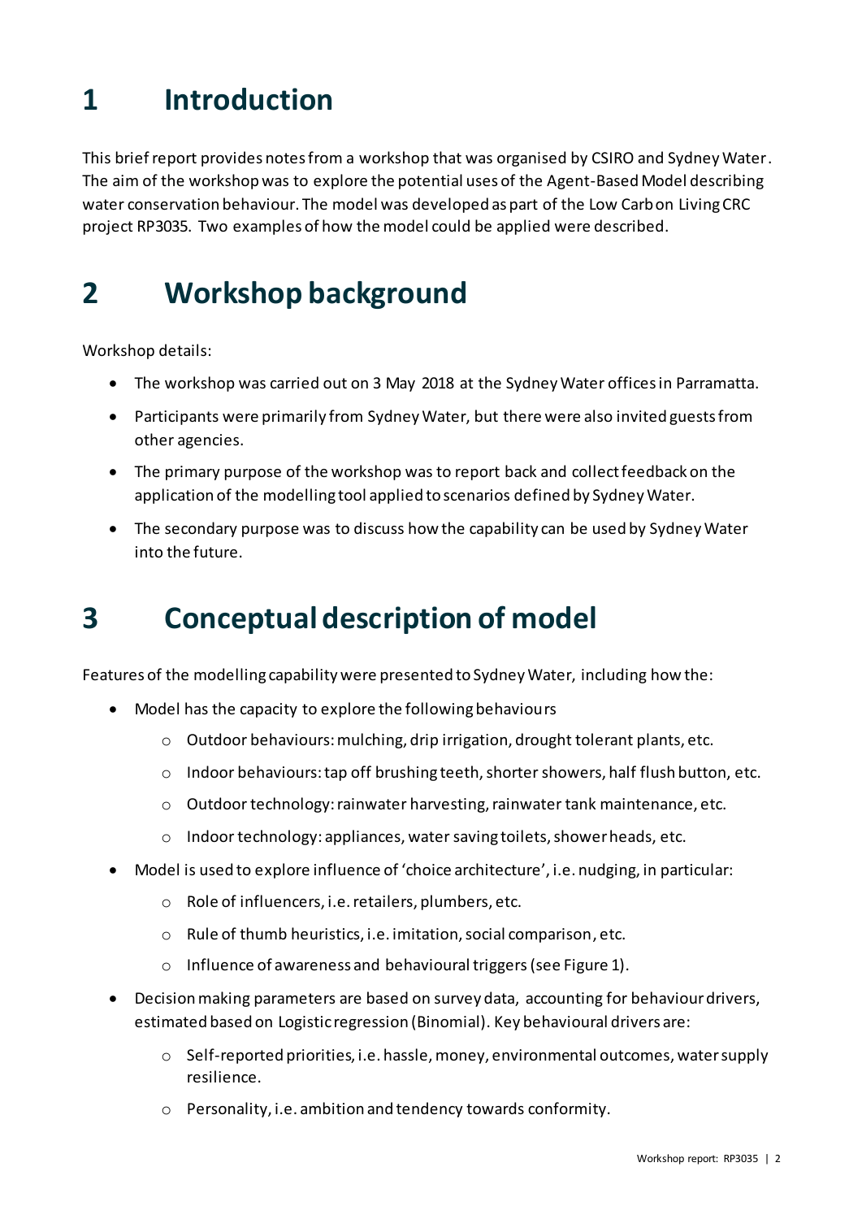# 1 Introduction

This brief report provides notes from a workshop that was organised by CSIRO and Sydney Water. The aim of the workshop was to explore the potential uses of the Agent-Based Model describing water conservation behaviour. The model was developed as part of the Low Carbon Living CRC project RP3035. Two examples of how the model could be applied were described.

# 2 Workshop background

Workshop details:

- The workshop was carried out on 3 May 2018 at the Sydney Water offices in Parramatta.
- Participants were primarily from Sydney Water, but there were also invited guests from other agencies.
- The primary purpose of the workshop was to report back and collect feedback on the application of the modelling tool applied to scenarios defined by Sydney Water.
- The secondary purpose was to discuss how the capability can be used by Sydney Water into the future.

# 3 Conceptual description of model

Features of the modelling capability were presented to Sydney Water, including how the:

- Model has the capacity to explore the following behaviours
  - Outdoor behaviours: mulching, drip irrigation, drought tolerant plants, etc.
  - Indoor behaviours: tap off brushing teeth, shorter showers, half flush button, etc.
  - Outdoor technology: rainwater harvesting, rainwater tank maintenance, etc.
  - Indoor technology: appliances, water saving toilets, shower heads, etc.
- Model is used to explore influence of 'choice architecture', i.e. nudging, in particular:
  - Role of influencers, i.e. retailers, plumbers, etc.
  - Rule of thumb heuristics, i.e. imitation, social comparison, etc.
  - Influence of awareness and behavioural triggers (see Figure 1).
- Decision making parameters are based on survey data, accounting for behaviour drivers, estimated based on Logistic regression (Binomial). Key behavioural drivers are:
  - Self-reported priorities, i.e. hassle, money, environmental outcomes, water supply resilience.
  - Personality, i.e. ambition and tendency towards conformity.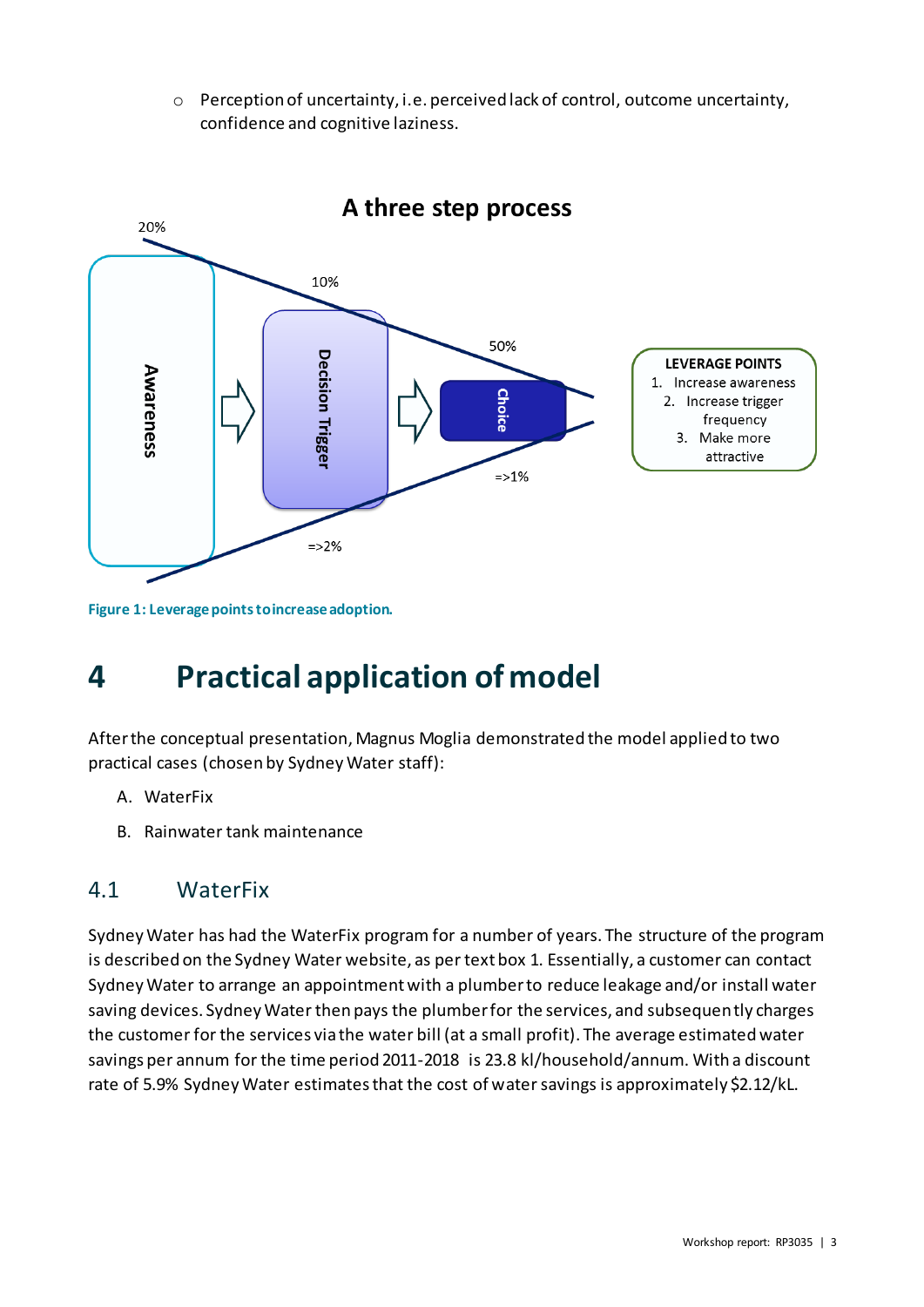- Perception of uncertainty, i.e. perceived lack of control, outcome uncertainty, confidence and cognitive laziness.

**A three step process**

Awareness → Decision Trigger → Choice

20% | 10% | 50%

=>2% | =>1%

**LEVERAGE POINTS**

1. Increase awareness
2. Increase trigger frequency
3. Make more attractive

**Figure 1: Leverage points to increase adoption.**

# 4 Practical application of model

After the conceptual presentation, Magnus Moglia demonstrated the model applied to two practical cases (chosen by Sydney Water staff):

A. WaterFix

B. Rainwater tank maintenance

## 4.1 WaterFix

Sydney Water has had the WaterFix program for a number of years. The structure of the program is described on the Sydney Water website, as per text box 1. Essentially, a customer can contact Sydney Water to arrange an appointment with a plumber to reduce leakage and/or install water saving devices. Sydney Water then pays the plumber for the services, and subsequently charges the customer for the services via the water bill (at a small profit). The average estimated water savings per annum for the time period 2011-2018 is 23.8 kl/household/annum. With a discount rate of 5.9% Sydney Water estimates that the cost of water savings is approximately $2.12/kL.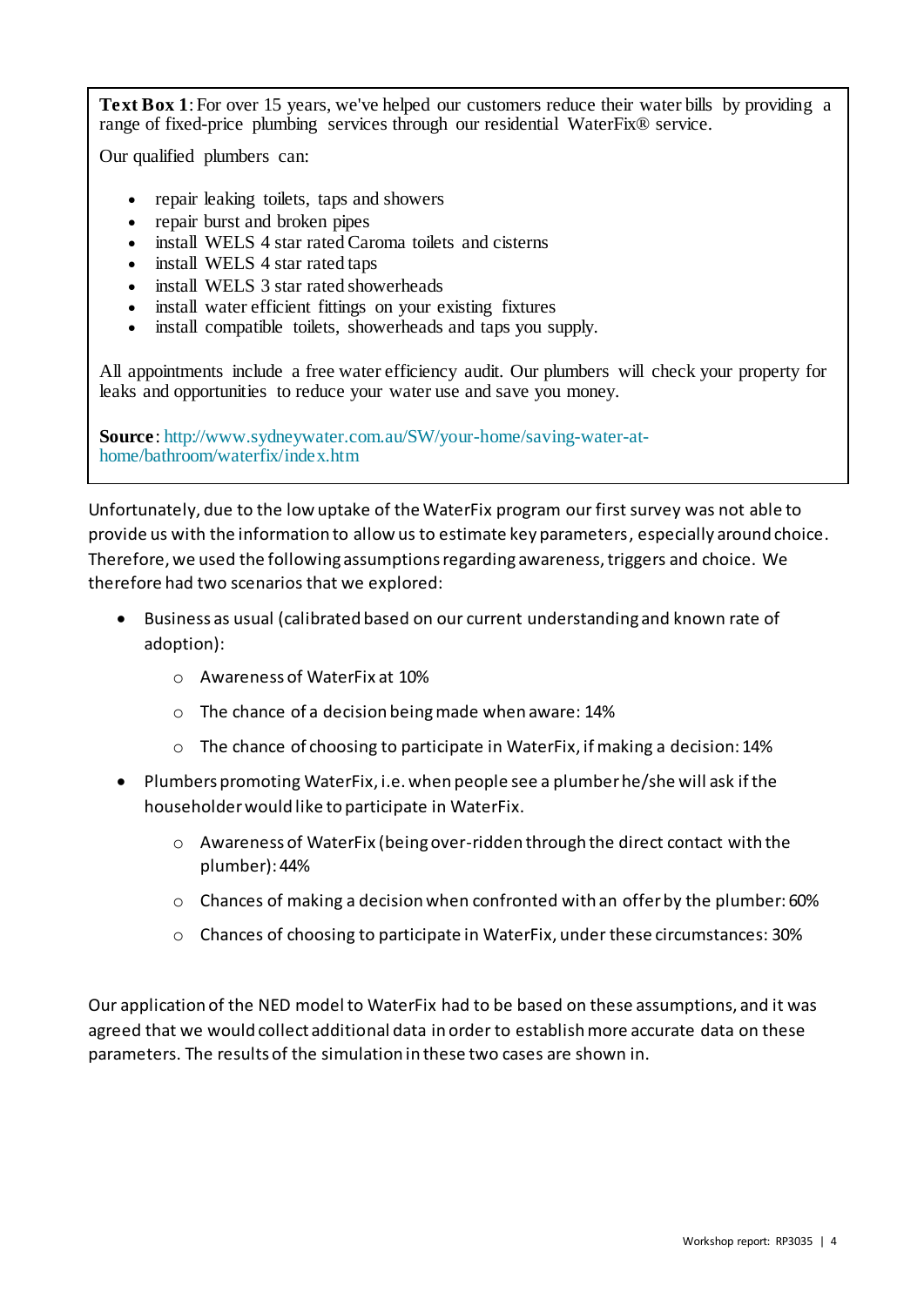**Text Box 1**: For over 15 years, we've helped our customers reduce their water bills by providing a range of fixed-price plumbing services through our residential WaterFix® service.

Our qualified plumbers can:

- repair leaking toilets, taps and showers
- repair burst and broken pipes
- install WELS 4 star rated Caroma toilets and cisterns
- install WELS 4 star rated taps
- install WELS 3 star rated showerheads
- install water efficient fittings on your existing fixtures
- install compatible toilets, showerheads and taps you supply.

All appointments include a free water efficiency audit. Our plumbers will check your property for leaks and opportunities to reduce your water use and save you money.

**Source**: http://www.sydneywater.com.au/SW/your-home/saving-water-at-home/bathroom/waterfix/index.htm

Unfortunately, due to the low uptake of the WaterFix program our first survey was not able to provide us with the information to allow us to estimate key parameters, especially around choice. Therefore, we used the following assumptions regarding awareness, triggers and choice. We therefore had two scenarios that we explored:

- Business as usual (calibrated based on our current understanding and known rate of adoption):
  - Awareness of WaterFix at 10%
  - The chance of a decision being made when aware: 14%
  - The chance of choosing to participate in WaterFix, if making a decision: 14%
- Plumbers promoting WaterFix, i.e. when people see a plumber he/she will ask if the householder would like to participate in WaterFix.
  - Awareness of WaterFix (being over-ridden through the direct contact with the plumber): 44%
  - Chances of making a decision when confronted with an offer by the plumber: 60%
  - Chances of choosing to participate in WaterFix, under these circumstances: 30%

Our application of the NED model to WaterFix had to be based on these assumptions, and it was agreed that we would collect additional data in order to establish more accurate data on these parameters. The results of the simulation in these two cases are shown in.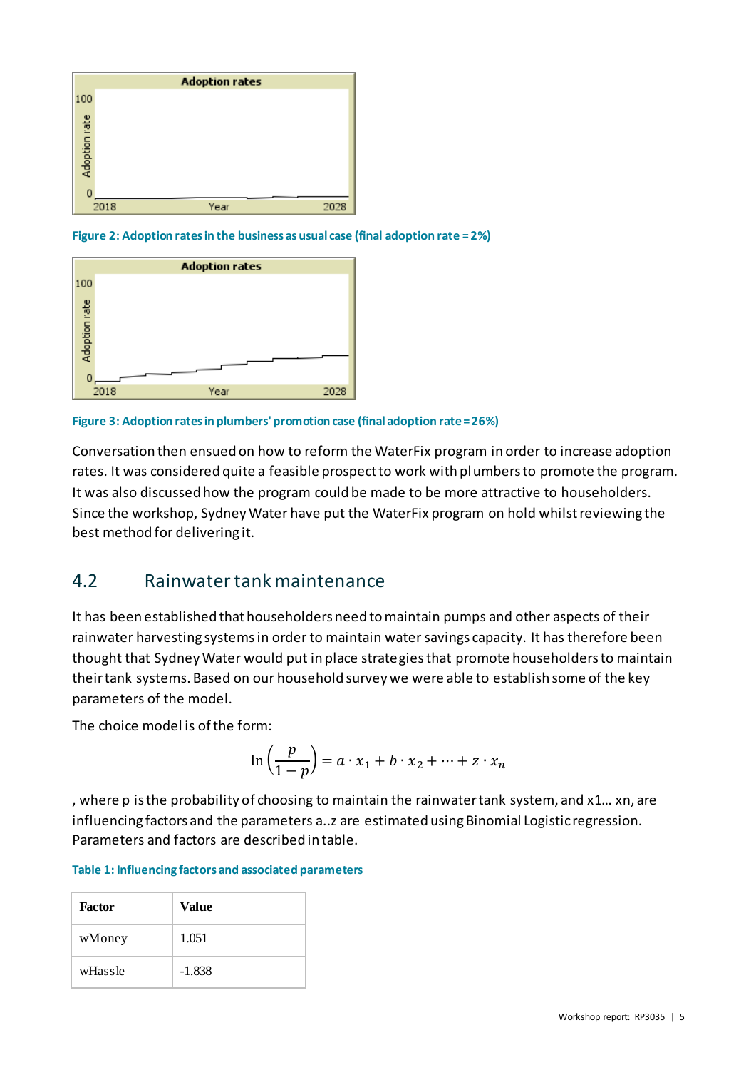Figure 2: Adoption rates in the business as usual case (final adoption rate = 2%)

Figure 3: Adoption rates in plumbers' promotion case (final adoption rate = 26%)

Conversation then ensued on how to reform the WaterFix program in order to increase adoption rates. It was considered quite a feasible prospect to work with plumbers to promote the program. It was also discussed how the program could be made to be more attractive to householders. Since the workshop, Sydney Water have put the WaterFix program on hold whilst reviewing the best method for delivering it.

## 4.2 Rainwater tank maintenance

It has been established that householders need to maintain pumps and other aspects of their rainwater harvesting systems in order to maintain water savings capacity. It has therefore been thought that Sydney Water would put in place strategies that promote householders to maintain their tank systems. Based on our household survey we were able to establish some of the key parameters of the model.

The choice model is of the form:

$$\ln\left(\frac{p}{1-p}\right) = a \cdot x_1 + b \cdot x_2 + \cdots + z \cdot x_n$$

, where p is the probability of choosing to maintain the rainwater tank system, and x1... xn, are influencing factors and the parameters a..z are estimated using Binomial Logistic regression. Parameters and factors are described in table.

Table 1: Influencing factors and associated parameters

| Factor | Value |
|---|---|
| wMoney | 1.051 |
| wHassle | -1.838 |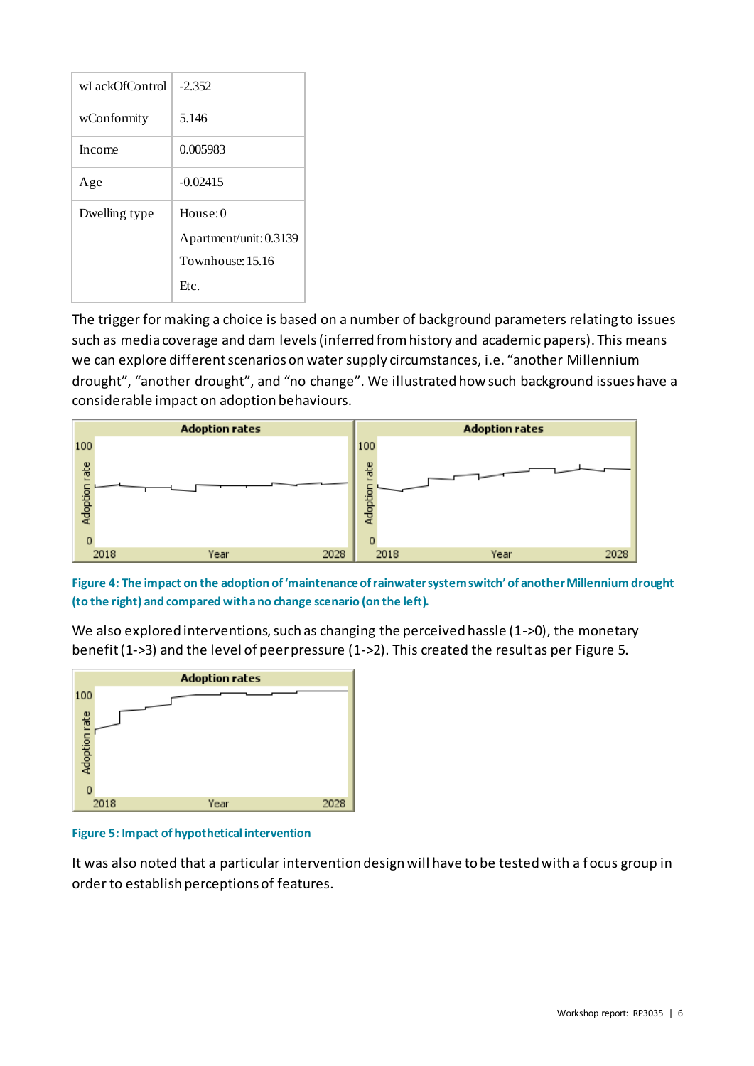| wLackOfControl | -2.352 |
| --- | --- |
| wConformity | 5.146 |
| Income | 0.005983 |
| Age | -0.02415 |
| Dwelling type | House: 0<br>Apartment/unit: 0.3139<br>Townhouse: 15.16<br>Etc. |

The trigger for making a choice is based on a number of background parameters relating to issues such as media coverage and dam levels (inferred from history and academic papers). This means we can explore different scenarios on water supply circumstances, i.e. “another Millennium drought”, “another drought”, and “no change”. We illustrated how such background issues have a considerable impact on adoption behaviours.

**Figure 4: The impact on the adoption of ‘maintenance of rainwater system switch’ of another Millennium drought (to the right) and compared with a no change scenario (on the left).**

We also explored interventions, such as changing the perceived hassle (1->0), the monetary benefit (1->3) and the level of peer pressure (1->2). This created the result as per Figure 5.

**Figure 5: Impact of hypothetical intervention**

It was also noted that a particular intervention design will have to be tested with a focus group in order to establish perceptions of features.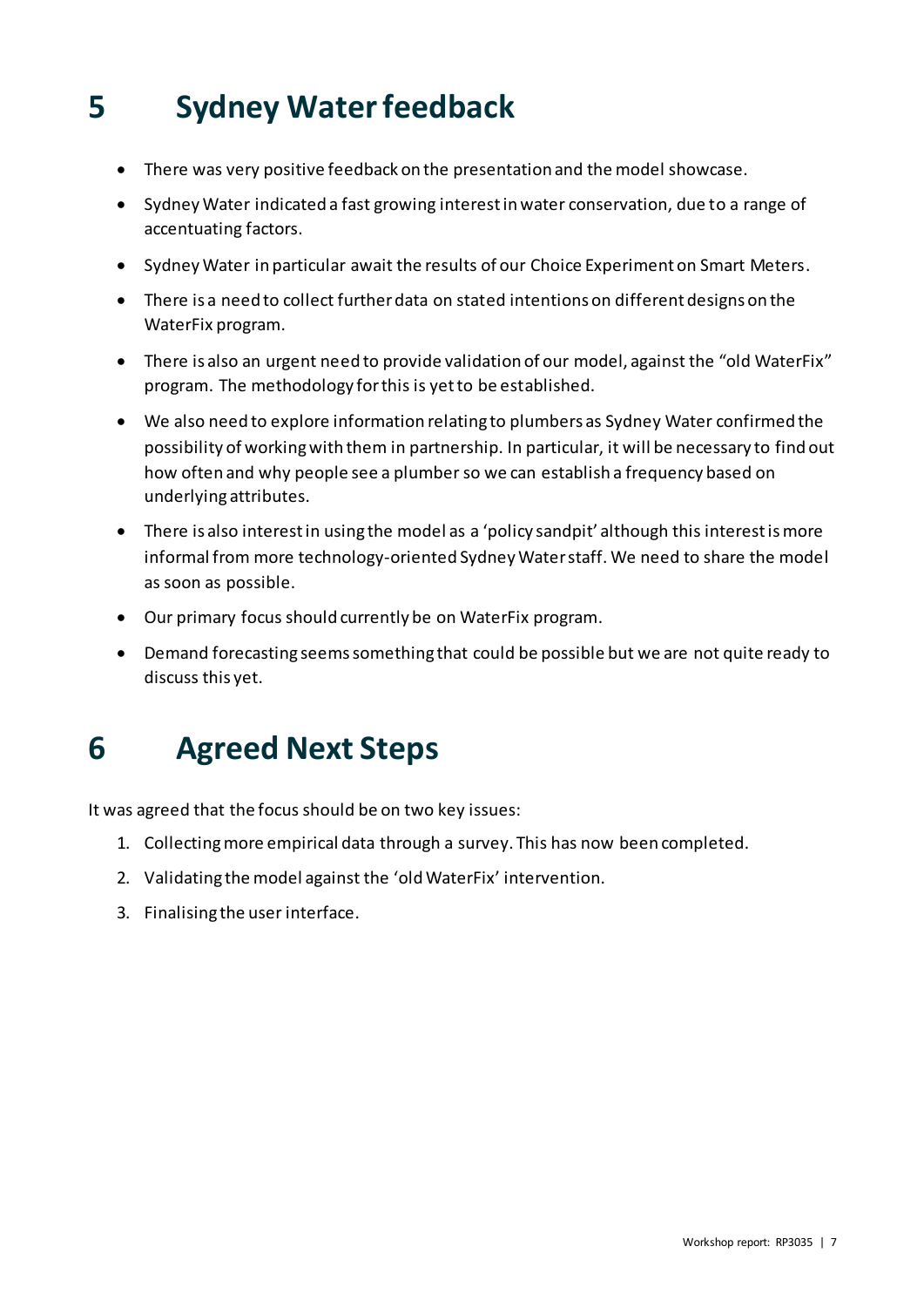# 5 Sydney Water feedback

- There was very positive feedback on the presentation and the model showcase.
- Sydney Water indicated a fast growing interest in water conservation, due to a range of accentuating factors.
- Sydney Water in particular await the results of our Choice Experiment on Smart Meters.
- There is a need to collect further data on stated intentions on different designs on the WaterFix program.
- There is also an urgent need to provide validation of our model, against the "old WaterFix" program. The methodology for this is yet to be established.
- We also need to explore information relating to plumbers as Sydney Water confirmed the possibility of working with them in partnership. In particular, it will be necessary to find out how often and why people see a plumber so we can establish a frequency based on underlying attributes.
- There is also interest in using the model as a 'policy sandpit' although this interest is more informal from more technology-oriented Sydney Water staff. We need to share the model as soon as possible.
- Our primary focus should currently be on WaterFix program.
- Demand forecasting seems something that could be possible but we are not quite ready to discuss this yet.

# 6 Agreed Next Steps

It was agreed that the focus should be on two key issues:

1. Collecting more empirical data through a survey. This has now been completed.
2. Validating the model against the 'old WaterFix' intervention.
3. Finalising the user interface.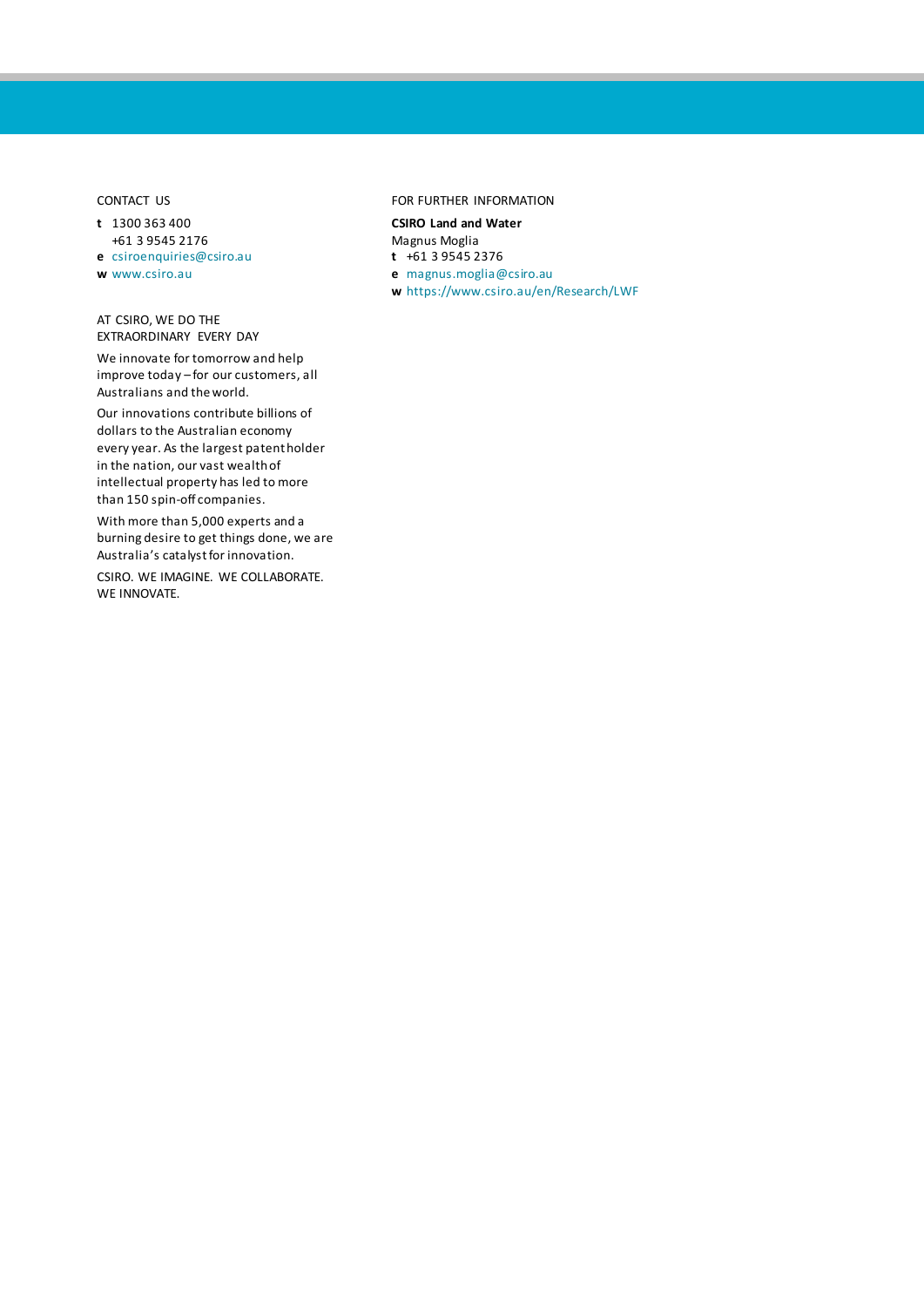CONTACT US

**t** 1300 363 400
+61 3 9545 2176
**e** csiroenquiries@csiro.au
**w** www.csiro.au

AT CSIRO, WE DO THE EXTRAORDINARY EVERY DAY

We innovate for tomorrow and help improve today – for our customers, all Australians and the world.

Our innovations contribute billions of dollars to the Australian economy every year. As the largest patent holder in the nation, our vast wealth of intellectual property has led to more than 150 spin-off companies.

With more than 5,000 experts and a burning desire to get things done, we are Australia's catalyst for innovation.

CSIRO. WE IMAGINE. WE COLLABORATE. WE INNOVATE.

FOR FURTHER INFORMATION

**CSIRO Land and Water**
Magnus Moglia
**t** +61 3 9545 2376
**e** magnus.moglia@csiro.au
**w** https://www.csiro.au/en/Research/LWF